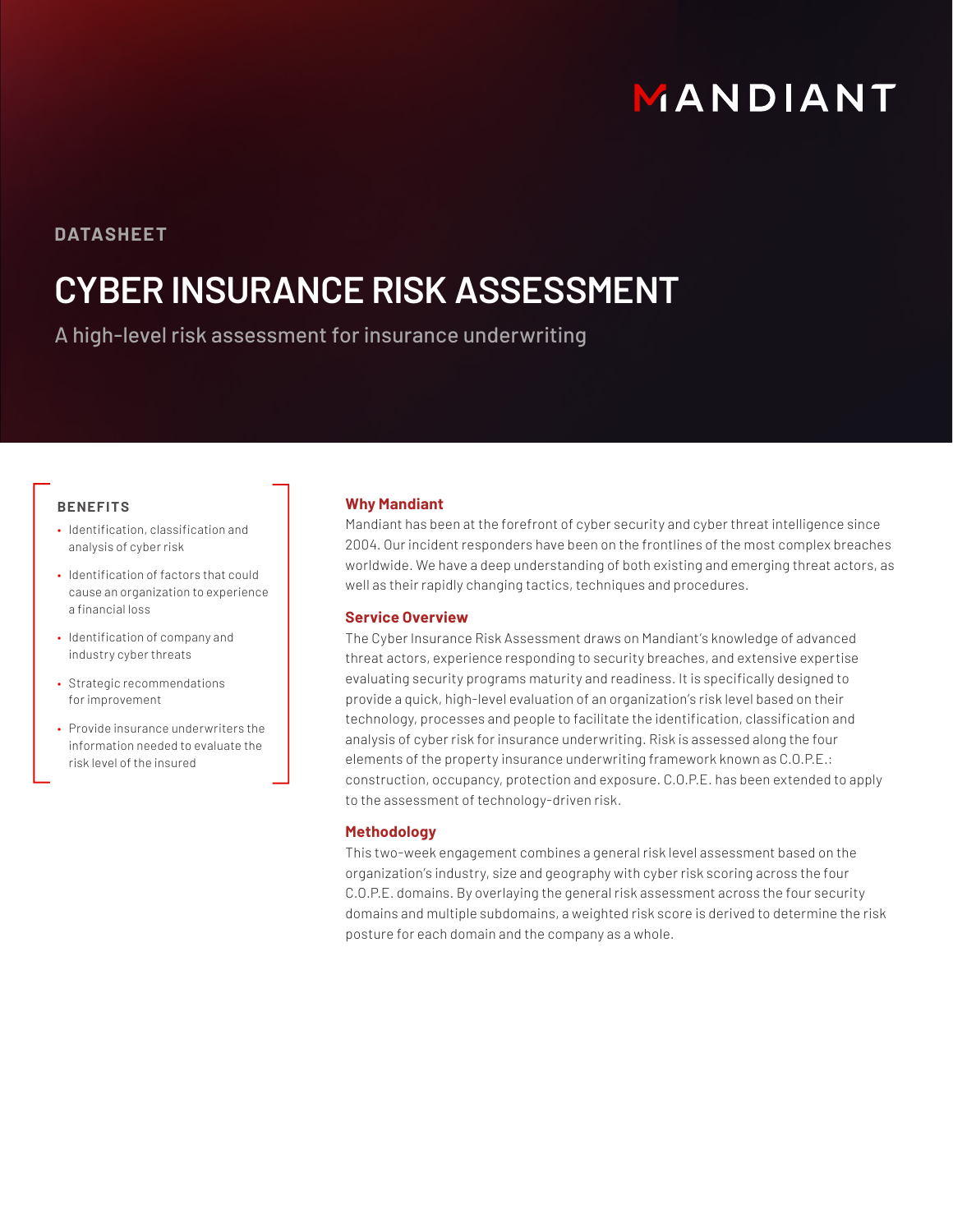MANDIANT

DATASHEET

# CYBER INSURANCE RISK ASSESSMENT

A high-level risk assessment for insurance underwriting

### BENEFITS

- Identification, classification and analysis of cyber risk
- Identification of factors that could cause an organization to experience a financial loss
- Identification of company and industry cyber threats
- Strategic recommendations for improvement
- Provide insurance underwriters the information needed to evaluate the risk level of the insured

## Why Mandiant

Mandiant has been at the forefront of cyber security and cyber threat intelligence since 2004. Our incident responders have been on the frontlines of the most complex breaches worldwide. We have a deep understanding of both existing and emerging threat actors, as well as their rapidly changing tactics, techniques and procedures.

## Service Overview

The Cyber Insurance Risk Assessment draws on Mandiant's knowledge of advanced threat actors, experience responding to security breaches, and extensive expertise evaluating security programs maturity and readiness. It is specifically designed to provide a quick, high-level evaluation of an organization's risk level based on their technology, processes and people to facilitate the identification, classification and analysis of cyber risk for insurance underwriting. Risk is assessed along the four elements of the property insurance underwriting framework known as C.O.P.E.: construction, occupancy, protection and exposure. C.O.P.E. has been extended to apply to the assessment of technology-driven risk.

## Methodology

This two-week engagement combines a general risk level assessment based on the organization's industry, size and geography with cyber risk scoring across the four C.O.P.E. domains. By overlaying the general risk assessment across the four security domains and multiple subdomains, a weighted risk score is derived to determine the risk posture for each domain and the company as a whole.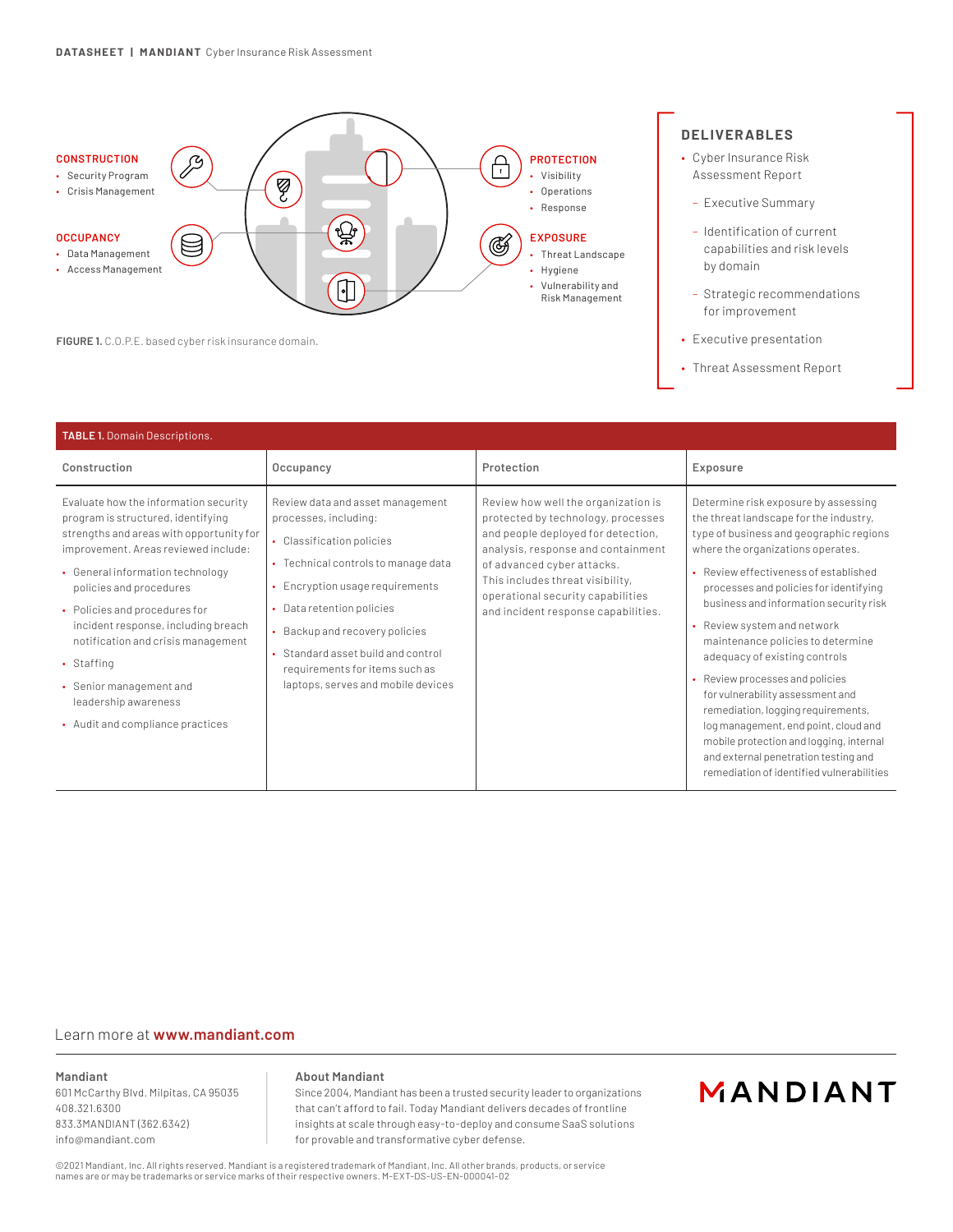**CONSTRUCTION**
- Security Program
- Crisis Management

**OCCUPANCY**
- Data Management
- Access Management

**PROTECTION**
- Visibility
- Operations
- Response

**EXPOSURE**
- Threat Landscape
- Hygiene
- Vulnerability and Risk Management

**FIGURE 1.** C.O.P.E. based cyber risk insurance domain.

## DELIVERABLES

- Cyber Insurance Risk Assessment Report
  - Executive Summary
  - Identification of current capabilities and risk levels by domain
  - Strategic recommendations for improvement
- Executive presentation
- Threat Assessment Report

**TABLE 1.** Domain Descriptions.

| Construction | Occupancy | Protection | Exposure |
|---|---|---|---|
| Evaluate how the information security program is structured, identifying strengths and areas with opportunity for improvement. Areas reviewed include:<br>• General information technology policies and procedures<br>• Policies and procedures for incident response, including breach notification and crisis management<br>• Staffing<br>• Senior management and leadership awareness<br>• Audit and compliance practices | Review data and asset management processes, including:<br>• Classification policies<br>• Technical controls to manage data<br>• Encryption usage requirements<br>• Data retention policies<br>• Backup and recovery policies<br>• Standard asset build and control requirements for items such as laptops, serves and mobile devices | Review how well the organization is protected by technology, processes and people deployed for detection, analysis, response and containment of advanced cyber attacks. This includes threat visibility, operational security capabilities and incident response capabilities. | Determine risk exposure by assessing the threat landscape for the industry, type of business and geographic regions where the organizations operates.<br>• Review effectiveness of established processes and policies for identifying business and information security risk<br>• Review system and network maintenance policies to determine adequacy of existing controls<br>• Review processes and policies for vulnerability assessment and remediation, logging requirements, log management, end point, cloud and mobile protection and logging, internal and external penetration testing and remediation of identified vulnerabilities |

Learn more at **www.mandiant.com**

**Mandiant**
601 McCarthy Blvd. Milpitas, CA 95035
408.321.6300
833.3MANDIANT (362.6342)
info@mandiant.com

**About Mandiant**
Since 2004, Mandiant has been a trusted security leader to organizations that can't afford to fail. Today Mandiant delivers decades of frontline insights at scale through easy-to-deploy and consume SaaS solutions for provable and transformative cyber defense.

MANDIANT

©2021 Mandiant, Inc. All rights reserved. Mandiant is a registered trademark of Mandiant, Inc. All other brands, products, or service names are or may be trademarks or service marks of their respective owners. M-EXT-DS-US-EN-000041-02